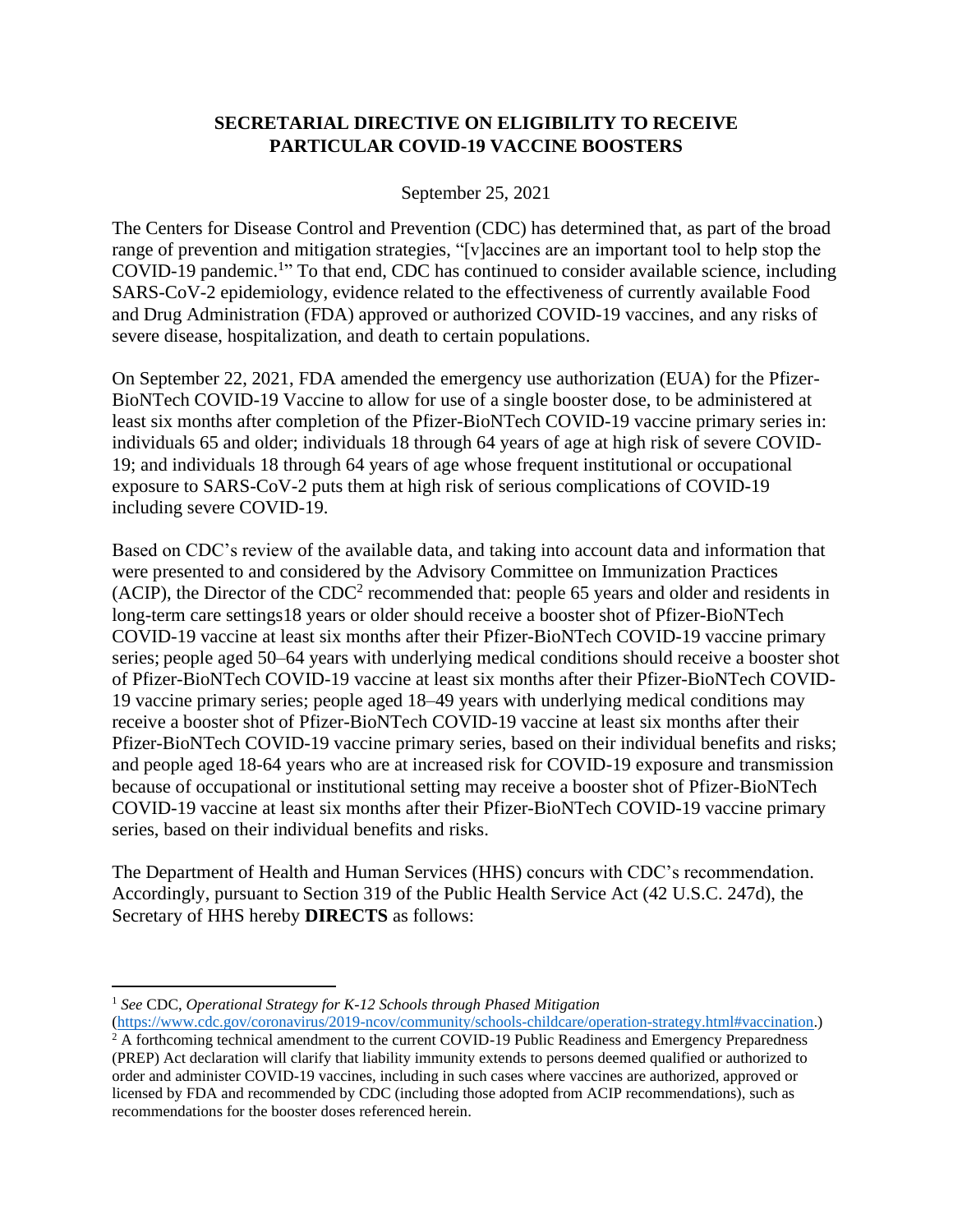# SECRETARIAL DIRECTIVE ON ELIGIBILITY TO RECEIVE PARTICULAR COVID-19 VACCINE BOOSTERS

September 25, 2021

The Centers for Disease Control and Prevention (CDC) has determined that, as part of the broad range of prevention and mitigation strategies, "[v]accines are an important tool to help stop the COVID-19 pandemic.[1]" To that end, CDC has continued to consider available science, including SARS-CoV-2 epidemiology, evidence related to the effectiveness of currently available Food and Drug Administration (FDA) approved or authorized COVID-19 vaccines, and any risks of severe disease, hospitalization, and death to certain populations.

On September 22, 2021, FDA amended the emergency use authorization (EUA) for the Pfizer-BioNTech COVID-19 Vaccine to allow for use of a single booster dose, to be administered at least six months after completion of the Pfizer-BioNTech COVID-19 vaccine primary series in: individuals 65 and older; individuals 18 through 64 years of age at high risk of severe COVID-19; and individuals 18 through 64 years of age whose frequent institutional or occupational exposure to SARS-CoV-2 puts them at high risk of serious complications of COVID-19 including severe COVID-19.

Based on CDC's review of the available data, and taking into account data and information that were presented to and considered by the Advisory Committee on Immunization Practices (ACIP), the Director of the CDC[2] recommended that: people 65 years and older and residents in long-term care settings18 years or older should receive a booster shot of Pfizer-BioNTech COVID-19 vaccine at least six months after their Pfizer-BioNTech COVID-19 vaccine primary series; people aged 50–64 years with underlying medical conditions should receive a booster shot of Pfizer-BioNTech COVID-19 vaccine at least six months after their Pfizer-BioNTech COVID-19 vaccine primary series; people aged 18–49 years with underlying medical conditions may receive a booster shot of Pfizer-BioNTech COVID-19 vaccine at least six months after their Pfizer-BioNTech COVID-19 vaccine primary series, based on their individual benefits and risks; and people aged 18-64 years who are at increased risk for COVID-19 exposure and transmission because of occupational or institutional setting may receive a booster shot of Pfizer-BioNTech COVID-19 vaccine at least six months after their Pfizer-BioNTech COVID-19 vaccine primary series, based on their individual benefits and risks.

The Department of Health and Human Services (HHS) concurs with CDC's recommendation. Accordingly, pursuant to Section 319 of the Public Health Service Act (42 U.S.C. 247d), the Secretary of HHS hereby **DIRECTS** as follows:

---

[1] *See* CDC, *Operational Strategy for K-12 Schools through Phased Mitigation* (https://www.cdc.gov/coronavirus/2019-ncov/community/schools-childcare/operation-strategy.html#vaccination.)

[2] A forthcoming technical amendment to the current COVID-19 Public Readiness and Emergency Preparedness (PREP) Act declaration will clarify that liability immunity extends to persons deemed qualified or authorized to order and administer COVID-19 vaccines, including in such cases where vaccines are authorized, approved or licensed by FDA and recommended by CDC (including those adopted from ACIP recommendations), such as recommendations for the booster doses referenced herein.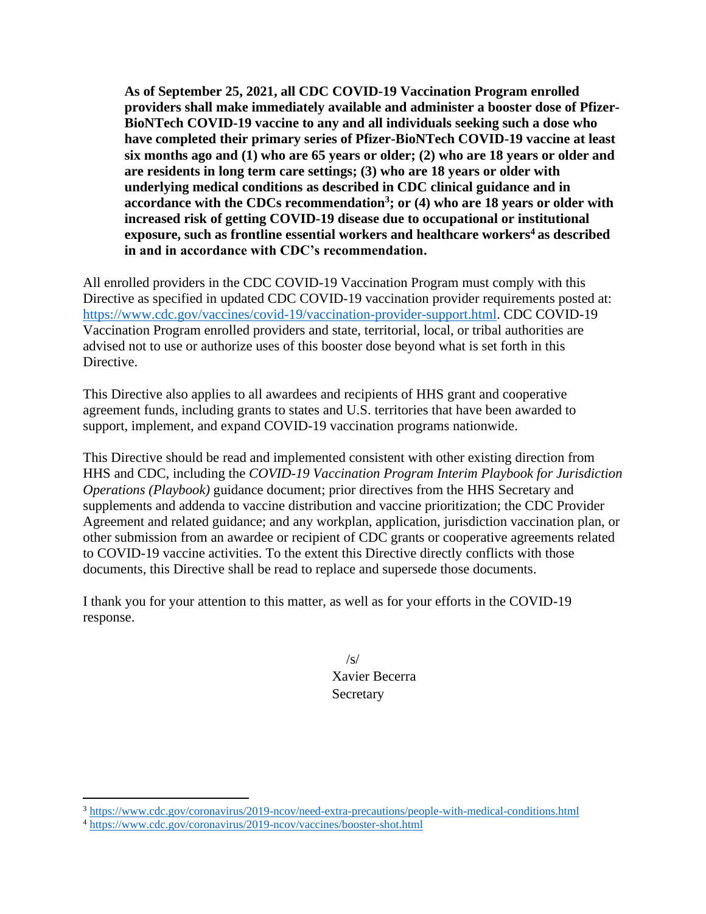**As of September 25, 2021, all CDC COVID-19 Vaccination Program enrolled providers shall make immediately available and administer a booster dose of Pfizer-BioNTech COVID-19 vaccine to any and all individuals seeking such a dose who have completed their primary series of Pfizer-BioNTech COVID-19 vaccine at least six months ago and (1) who are 65 years or older; (2) who are 18 years or older and are residents in long term care settings; (3) who are 18 years or older with underlying medical conditions as described in CDC clinical guidance and in accordance with the CDCs recommendation[3]; or (4) who are 18 years or older with increased risk of getting COVID-19 disease due to occupational or institutional exposure, such as frontline essential workers and healthcare workers[4] as described in and in accordance with CDC's recommendation.**

All enrolled providers in the CDC COVID-19 Vaccination Program must comply with this Directive as specified in updated CDC COVID-19 vaccination provider requirements posted at: https://www.cdc.gov/vaccines/covid-19/vaccination-provider-support.html. CDC COVID-19 Vaccination Program enrolled providers and state, territorial, local, or tribal authorities are advised not to use or authorize uses of this booster dose beyond what is set forth in this Directive.

This Directive also applies to all awardees and recipients of HHS grant and cooperative agreement funds, including grants to states and U.S. territories that have been awarded to support, implement, and expand COVID-19 vaccination programs nationwide.

This Directive should be read and implemented consistent with other existing direction from HHS and CDC, including the *COVID-19 Vaccination Program Interim Playbook for Jurisdiction Operations (Playbook)* guidance document; prior directives from the HHS Secretary and supplements and addenda to vaccine distribution and vaccine prioritization; the CDC Provider Agreement and related guidance; and any workplan, application, jurisdiction vaccination plan, or other submission from an awardee or recipient of CDC grants or cooperative agreements related to COVID-19 vaccine activities. To the extent this Directive directly conflicts with those documents, this Directive shall be read to replace and supersede those documents.

I thank you for your attention to this matter, as well as for your efforts in the COVID-19 response.

/s/
Xavier Becerra
Secretary

---

[3] https://www.cdc.gov/coronavirus/2019-ncov/need-extra-precautions/people-with-medical-conditions.html

[4] https://www.cdc.gov/coronavirus/2019-ncov/vaccines/booster-shot.html